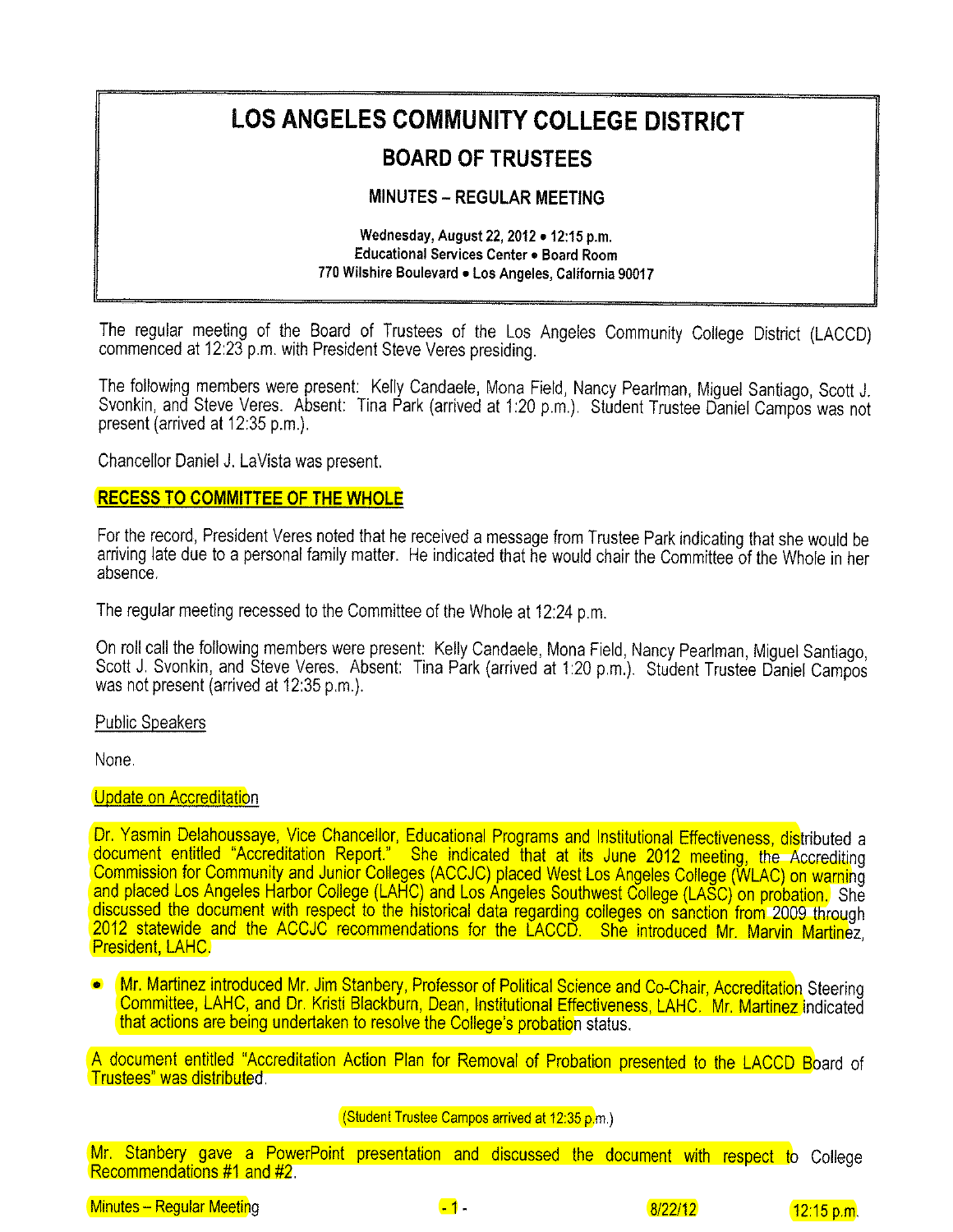# LOS ANGELES COMMUNITY COLLEGE DISTRICT

## BOARD OF TRUSTEES

### MINUTES – REGULAR MEETING

**Wednesday, August 22, 2012 • 12:15 p.m.**
**Educational Services Center • Board Room**
**770 Wilshire Boulevard • Los Angeles, California 90017**

The regular meeting of the Board of Trustees of the Los Angeles Community College District (LACCD) commenced at 12:23 p.m. with President Steve Veres presiding.

The following members were present: Kelly Candaele, Mona Field, Nancy Pearlman, Miguel Santiago, Scott J. Svonkin, and Steve Veres. Absent: Tina Park (arrived at 1:20 p.m.). Student Trustee Daniel Campos was not present (arrived at 12:35 p.m.).

Chancellor Daniel J. LaVista was present.

**RECESS TO COMMITTEE OF THE WHOLE**

For the record, President Veres noted that he received a message from Trustee Park indicating that she would be arriving late due to a personal family matter. He indicated that he would chair the Committee of the Whole in her absence.

The regular meeting recessed to the Committee of the Whole at 12:24 p.m.

On roll call the following members were present: Kelly Candaele, Mona Field, Nancy Pearlman, Miguel Santiago, Scott J. Svonkin, and Steve Veres. Absent: Tina Park (arrived at 1:20 p.m.). Student Trustee Daniel Campos was not present (arrived at 12:35 p.m.).

Public Speakers

None.

Update on Accreditation

Dr. Yasmin Delahoussaye, Vice Chancellor, Educational Programs and Institutional Effectiveness, distributed a document entitled "Accreditation Report." She indicated that at its June 2012 meeting, the Accrediting Commission for Community and Junior Colleges (ACCJC) placed West Los Angeles College (WLAC) on warning and placed Los Angeles Harbor College (LAHC) and Los Angeles Southwest College (LASC) on probation. She discussed the document with respect to the historical data regarding colleges on sanction from 2009 through 2012 statewide and the ACCJC recommendations for the LACCD. She introduced Mr. Marvin Martinez, President, LAHC.

- Mr. Martinez introduced Mr. Jim Stanbery, Professor of Political Science and Co-Chair, Accreditation Steering Committee, LAHC, and Dr. Kristi Blackburn, Dean, Institutional Effectiveness, LAHC. Mr. Martinez indicated that actions are being undertaken to resolve the College's probation status.

A document entitled "Accreditation Action Plan for Removal of Probation presented to the LACCD Board of Trustees" was distributed.

(Student Trustee Campos arrived at 12:35 p.m.)

Mr. Stanbery gave a PowerPoint presentation and discussed the document with respect to College Recommendations #1 and #2.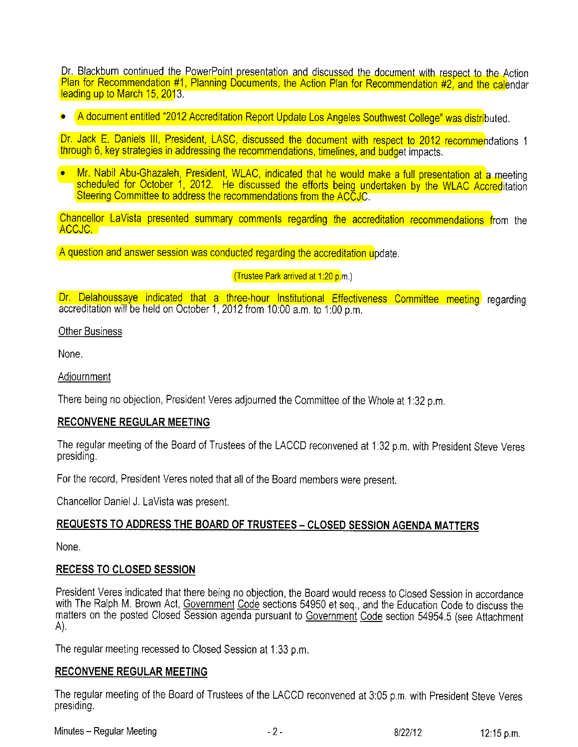Dr. Blackburn continued the PowerPoint presentation and discussed the document with respect to the Action Plan for Recommendation #1, Planning Documents, the Action Plan for Recommendation #2, and the calendar leading up to March 15, 2013.

- A document entitled "2012 Accreditation Report Update Los Angeles Southwest College" was distributed.

Dr. Jack E. Daniels III, President, LASC, discussed the document with respect to 2012 recommendations 1 through 6, key strategies in addressing the recommendations, timelines, and budget impacts.

- Mr. Nabil Abu-Ghazaleh, President, WLAC, indicated that he would make a full presentation at a meeting scheduled for October 1, 2012. He discussed the efforts being undertaken by the WLAC Accreditation Steering Committee to address the recommendations from the ACCJC.

Chancellor LaVista presented summary comments regarding the accreditation recommendations from the ACCJC.

A question and answer session was conducted regarding the accreditation update.

(Trustee Park arrived at 1:20 p.m.)

Dr. Delahoussaye indicated that a three-hour Institutional Effectiveness Committee meeting regarding accreditation will be held on October 1, 2012 from 10:00 a.m. to 1:00 p.m.

Other Business

None.

Adjournment

There being no objection, President Veres adjourned the Committee of the Whole at 1:32 p.m.

## RECONVENE REGULAR MEETING

The regular meeting of the Board of Trustees of the LACCD reconvened at 1:32 p.m. with President Steve Veres presiding.

For the record, President Veres noted that all of the Board members were present.

Chancellor Daniel J. LaVista was present.

## REQUESTS TO ADDRESS THE BOARD OF TRUSTEES – CLOSED SESSION AGENDA MATTERS

None.

## RECESS TO CLOSED SESSION

President Veres indicated that there being no objection, the Board would recess to Closed Session in accordance with The Ralph M. Brown Act, Government Code sections 54950 et seq., and the Education Code to discuss the matters on the posted Closed Session agenda pursuant to Government Code section 54954.5 (see Attachment A).

The regular meeting recessed to Closed Session at 1:33 p.m.

## RECONVENE REGULAR MEETING

The regular meeting of the Board of Trustees of the LACCD reconvened at 3:05 p.m. with President Steve Veres presiding.